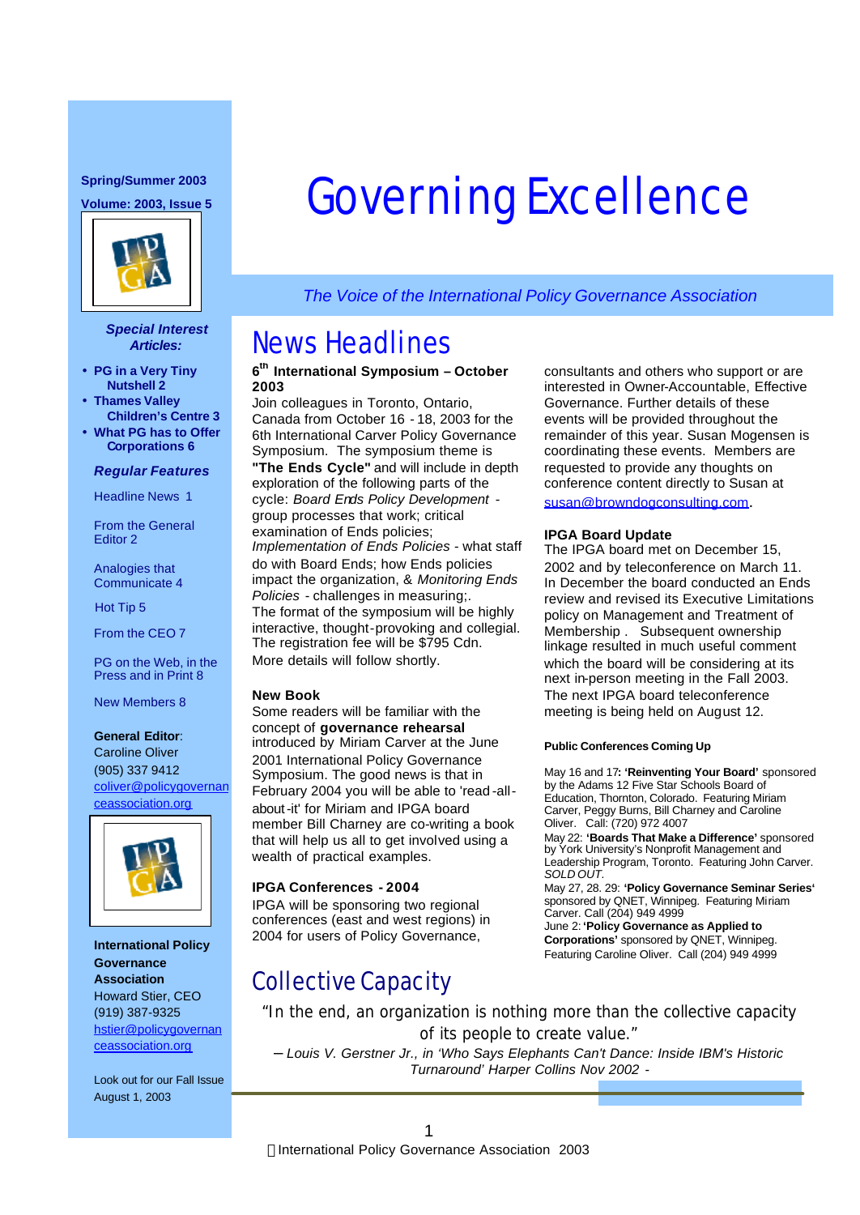# Governing Excellence

*The Voice of the International Policy Governance Association*

Spring/Summer 2003

Volume: 2003, Issue 5

***Special Interest Articles:***

- **PG in a Very Tiny Nutshell 2**
- **Thames Valley Children's Centre 3**
- **What PG has to Offer Corporations 6**

***Regular Features***

Headline News 1

From the General Editor 2

Analogies that Communicate 4

Hot Tip 5

From the CEO 7

PG on the Web, in the Press and in Print 8

New Members 8

**General Editor**:
Caroline Oliver
(905) 337 9412
coliver@policygovernanceassociation.org

**International Policy Governance Association**
Howard Stier, CEO
(919) 387-9325
hstier@policygovernanceassociation.org

Look out for our Fall Issue August 1, 2003

## News Headlines

### 6th International Symposium – October 2003

Join colleagues in Toronto, Ontario, Canada from October 16 - 18, 2003 for the 6th International Carver Policy Governance Symposium. The symposium theme is **"The Ends Cycle"** and will include in depth exploration of the following parts of the cycle: *Board Ends Policy Development* - group processes that work; critical examination of Ends policies; *Implementation of Ends Policies* - what staff do with Board Ends; how Ends policies impact the organization, & *Monitoring Ends Policies* - challenges in measuring;.
The format of the symposium will be highly interactive, thought-provoking and collegial. The registration fee will be $795 Cdn.
More details will follow shortly.

### New Book

Some readers will be familiar with the concept of **governance rehearsal** introduced by Miriam Carver at the June 2001 International Policy Governance Symposium. The good news is that in February 2004 you will be able to 'read-all-about-it' for Miriam and IPGA board member Bill Charney are co-writing a book that will help us all to get involved using a wealth of practical examples.

### IPGA Conferences - 2004

IPGA will be sponsoring two regional conferences (east and west regions) in 2004 for users of Policy Governance, consultants and others who support or are interested in Owner-Accountable, Effective Governance. Further details of these events will be provided throughout the remainder of this year. Susan Mogensen is coordinating these events. Members are requested to provide any thoughts on conference content directly to Susan at susan@browndogconsulting.com.

### IPGA Board Update

The IPGA board met on December 15, 2002 and by teleconference on March 11. In December the board conducted an Ends review and revised its Executive Limitations policy on Management and Treatment of Membership . Subsequent ownership linkage resulted in much useful comment which the board will be considering at its next in-person meeting in the Fall 2003. The next IPGA board teleconference meeting is being held on August 12.

#### Public Conferences Coming Up

May 16 and 17**: 'Reinventing Your Board'** sponsored by the Adams 12 Five Star Schools Board of Education, Thornton, Colorado. Featuring Miriam Carver, Peggy Burns, Bill Charney and Caroline Oliver. Call: (720) 972 4007

May 22: **'Boards That Make a Difference'** sponsored by York University's Nonprofit Management and Leadership Program, Toronto. Featuring John Carver. *SOLD OUT.*

May 27, 28. 29: **'Policy Governance Seminar Series'** sponsored by QNET, Winnipeg. Featuring Miriam Carver. Call (204) 949 4999

June 2: **'Policy Governance as Applied to Corporations'** sponsored by QNET, Winnipeg. Featuring Caroline Oliver. Call (204) 949 4999

## Collective Capacity

"In the end, an organization is nothing more than the collective capacity of its people to create value."

– *Louis V. Gerstner Jr., in 'Who Says Elephants Can't Dance: Inside IBM's Historic Turnaround' Harper Collins Nov 2002 -*

International Policy Governance Association 2003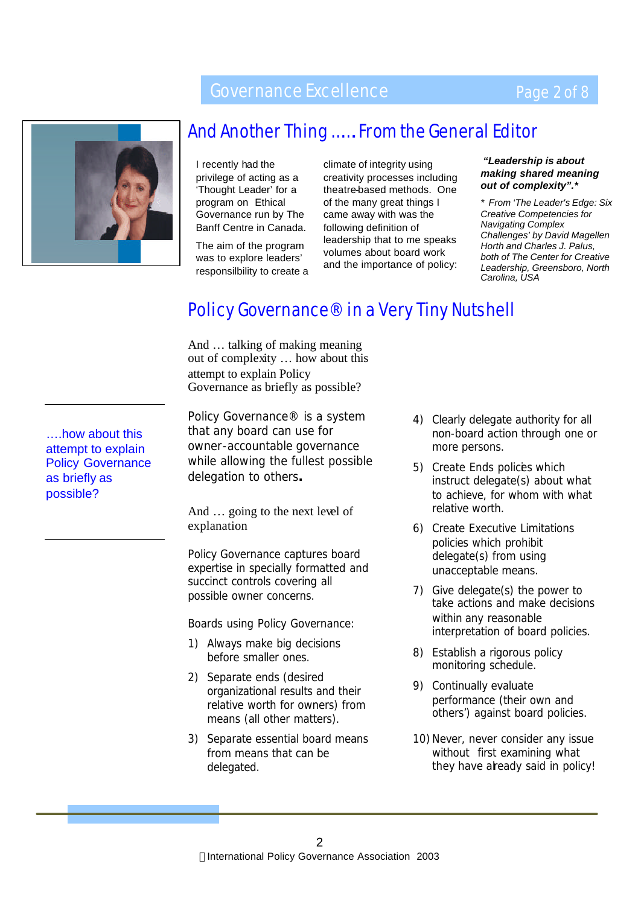## And Another Thing …..From the General Editor

I recently had the privilege of acting as a 'Thought Leader' for a program on Ethical Governance run by The Banff Centre in Canada.

The aim of the program was to explore leaders' responsilbility to create a climate of integrity using creativity processes including theatre-based methods. One of the many great things I came away with was the following definition of leadership that to me speaks volumes about board work and the importance of policy:

***"Leadership is about making shared meaning out of complexity".****

*\* From 'The Leader's Edge: Six Creative Competencies for Navigating Complex Challenges' by David Magellen Horth and Charles J. Palus, both of The Center for Creative Leadership, Greensboro, North Carolina, USA*

## Policy Governance® in a Very Tiny Nutshell

And … talking of making meaning out of complexity … how about this attempt to explain Policy Governance as briefly as possible?

….how about this attempt to explain Policy Governance as briefly as possible?

Policy Governance® is a system that any board can use for owner-accountable governance while allowing the fullest possible delegation to others**.**

And … going to the next level of explanation

Policy Governance captures board expertise in specially formatted and succinct controls covering all possible owner concerns.

Boards using Policy Governance:

1) Always make big decisions before smaller ones.
2) Separate ends (desired organizational results and their relative worth for owners) from means (all other matters).
3) Separate essential board means from means that can be delegated.
4) Clearly delegate authority for all non-board action through one or more persons.
5) Create Ends policies which instruct delegate(s) about what to achieve, for whom with what relative worth.
6) Create Executive Limitations policies which prohibit delegate(s) from using unacceptable means.
7) Give delegate(s) the power to take actions and make decisions within any reasonable interpretation of board policies.
8) Establish a rigorous policy monitoring schedule.
9) Continually evaluate performance (their own and others') against board policies.
10) Never, never consider any issue without first examining what they have already said in policy!

© International Policy Governance Association 2003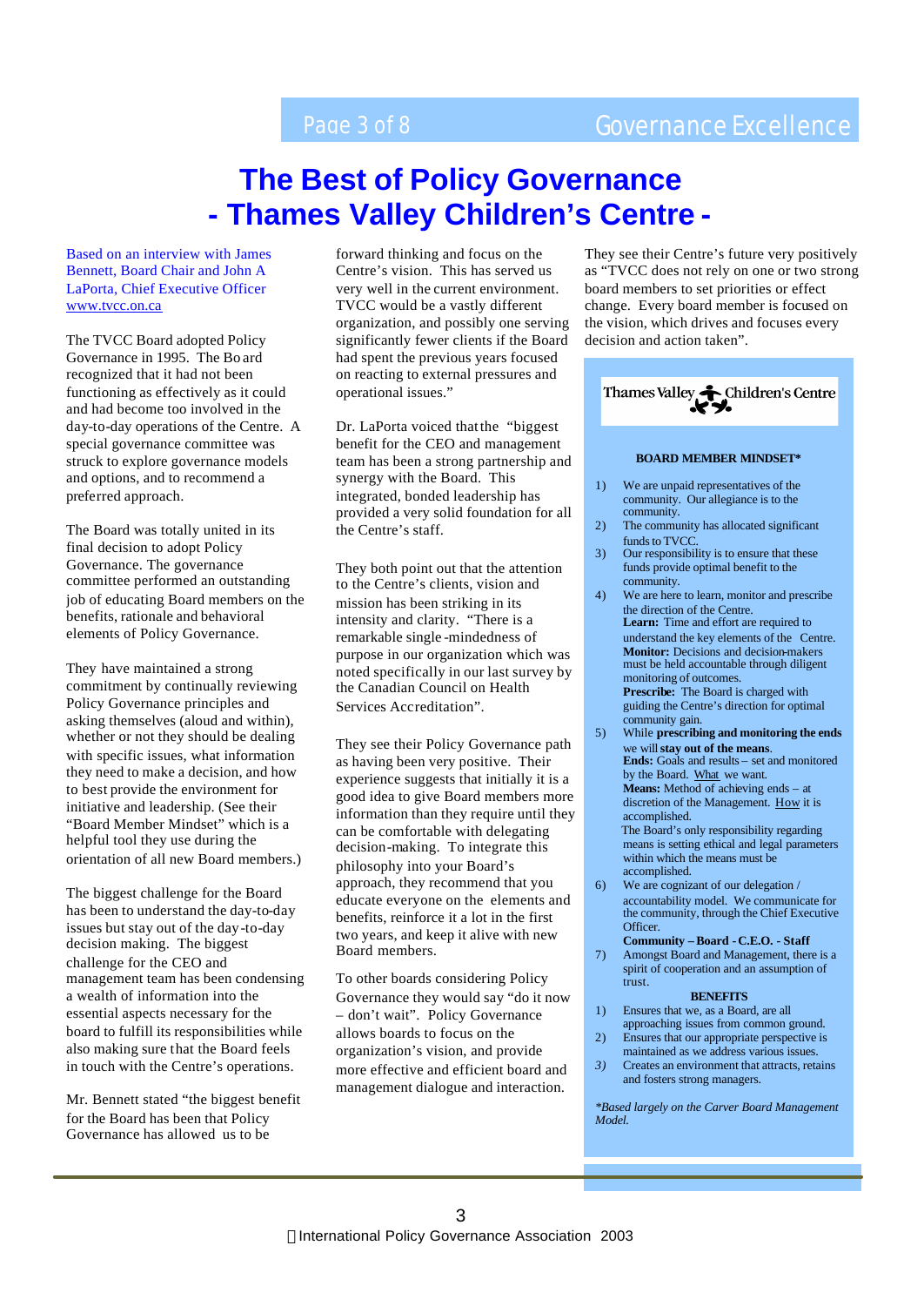# The Best of Policy Governance
# - Thames Valley Children's Centre -

Based on an interview with James Bennett, Board Chair and John A LaPorta, Chief Executive Officer
www.tvcc.on.ca

The TVCC Board adopted Policy Governance in 1995. The Board recognized that it had not been functioning as effectively as it could and had become too involved in the day-to-day operations of the Centre. A special governance committee was struck to explore governance models and options, and to recommend a preferred approach.

The Board was totally united in its final decision to adopt Policy Governance. The governance committee performed an outstanding job of educating Board members on the benefits, rationale and behavioral elements of Policy Governance.

They have maintained a strong commitment by continually reviewing Policy Governance principles and asking themselves (aloud and within), whether or not they should be dealing with specific issues, what information they need to make a decision, and how to best provide the environment for initiative and leadership. (See their "Board Member Mindset" which is a helpful tool they use during the orientation of all new Board members.)

The biggest challenge for the Board has been to understand the day-to-day issues but stay out of the day-to-day decision making. The biggest challenge for the CEO and management team has been condensing a wealth of information into the essential aspects necessary for the board to fulfill its responsibilities while also making sure that the Board feels in touch with the Centre's operations.

Mr. Bennett stated "the biggest benefit for the Board has been that Policy Governance has allowed us to be forward thinking and focus on the Centre's vision. This has served us very well in the current environment. TVCC would be a vastly different organization, and possibly one serving significantly fewer clients if the Board had spent the previous years focused on reacting to external pressures and operational issues."

Dr. LaPorta voiced that the "biggest benefit for the CEO and management team has been a strong partnership and synergy with the Board. This integrated, bonded leadership has provided a very solid foundation for all the Centre's staff.

They both point out that the attention to the Centre's clients, vision and mission has been striking in its intensity and clarity. "There is a remarkable single-mindedness of purpose in our organization which was noted specifically in our last survey by the Canadian Council on Health Services Accreditation".

They see their Policy Governance path as having been very positive. Their experience suggests that initially it is a good idea to give Board members more information than they require until they can be comfortable with delegating decision-making. To integrate this philosophy into your Board's approach, they recommend that you educate everyone on the elements and benefits, reinforce it a lot in the first two years, and keep it alive with new Board members.

To other boards considering Policy Governance they would say "do it now – don't wait". Policy Governance allows boards to focus on the organization's vision, and provide more effective and efficient board and management dialogue and interaction.

They see their Centre's future very positively as "TVCC does not rely on one or two strong board members to set priorities or effect change. Every board member is focused on the vision, which drives and focuses every decision and action taken".

Thames Valley Children's Centre

**BOARD MEMBER MINDSET***

1) We are unpaid representatives of the community. Our allegiance is to the community.
2) The community has allocated significant funds to TVCC.
3) Our responsibility is to ensure that these funds provide optimal benefit to the community.
4) We are here to learn, monitor and prescribe the direction of the Centre.
   **Learn:** Time and effort are required to understand the key elements of the Centre.
   **Monitor:** Decisions and decision-makers must be held accountable through diligent monitoring of outcomes.
   **Prescribe:** The Board is charged with guiding the Centre's direction for optimal community gain.
5) While **prescribing and monitoring the ends** we will **stay out of the means**.
   **Ends:** Goals and results – set and monitored by the Board. What we want.
   **Means:** Method of achieving ends – at discretion of the Management. How it is accomplished.
   The Board's only responsibility regarding means is setting ethical and legal parameters within which the means must be accomplished.
6) We are cognizant of our delegation / accountability model. We communicate for the community, through the Chief Executive Officer.
   **Community – Board - C.E.O. - Staff**
7) Amongst Board and Management, there is a spirit of cooperation and an assumption of trust.

**BENEFITS**

1) Ensures that we, as a Board, are all approaching issues from common ground.
2) Ensures that our appropriate perspective is maintained as we address various issues.
3) Creates an environment that attracts, retains and fosters strong managers.

*\*Based largely on the Carver Board Management Model.*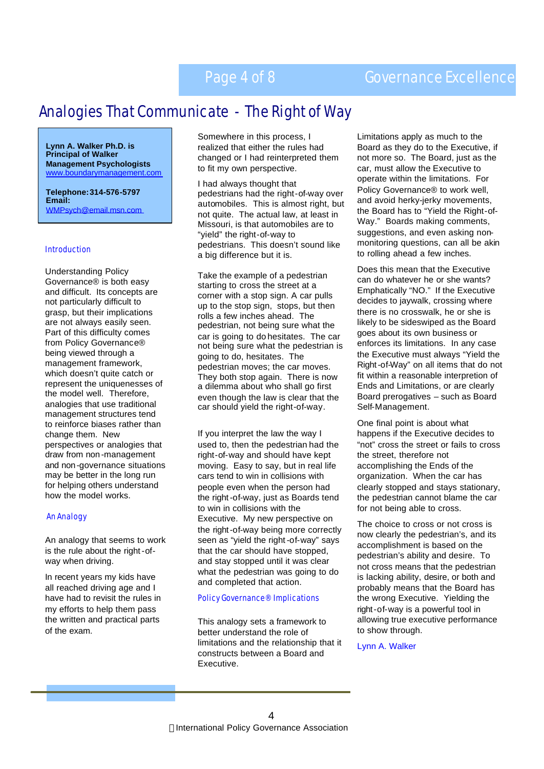# Analogies That Communicate - The Right of Way

**Lynn A. Walker Ph.D. is Principal of Walker Management Psychologists**
[www.boundarymanagement.com](http://www.boundarymanagement.com)

**Telephone: 314-576-5797**
**Email:**
[WMPsych@email.msn.com](mailto:WMPsych@email.msn.com)

## Introduction

Understanding Policy Governance® is both easy and difficult. Its concepts are not particularly difficult to grasp, but their implications are not always easily seen. Part of this difficulty comes from Policy Governance® being viewed through a management framework, which doesn't quite catch or represent the uniquenesses of the model well. Therefore, analogies that use traditional management structures tend to reinforce biases rather than change them. New perspectives or analogies that draw from non-management and non-governance situations may be better in the long run for helping others understand how the model works.

## An Analogy

An analogy that seems to work is the rule about the right-of-way when driving.

In recent years my kids have all reached driving age and I have had to revisit the rules in my efforts to help them pass the written and practical parts of the exam.

Somewhere in this process, I realized that either the rules had changed or I had reinterpreted them to fit my own perspective.

I had always thought that pedestrians had the right-of-way over automobiles. This is almost right, but not quite. The actual law, at least in Missouri, is that automobiles are to "yield" the right-of-way to pedestrians. This doesn't sound like a big difference but it is.

Take the example of a pedestrian starting to cross the street at a corner with a stop sign. A car pulls up to the stop sign, stops, but then rolls a few inches ahead. The pedestrian, not being sure what the car is going to do hesitates. The car not being sure what the pedestrian is going to do, hesitates. The pedestrian moves; the car moves. They both stop again. There is now a dilemma about who shall go first even though the law is clear that the car should yield the right-of-way.

If you interpret the law the way I used to, then the pedestrian had the right-of-way and should have kept moving. Easy to say, but in real life cars tend to win in collisions with people even when the person had the right-of-way, just as Boards tend to win in collisions with the Executive. My new perspective on the right-of-way being more correctly seen as "yield the right-of-way" says that the car should have stopped, and stay stopped until it was clear what the pedestrian was going to do and completed that action.

## Policy Governance® Implications

This analogy sets a framework to better understand the role of limitations and the relationship that it constructs between a Board and Executive.

Limitations apply as much to the Board as they do to the Executive, if not more so. The Board, just as the car, must allow the Executive to operate within the limitations. For Policy Governance® to work well, and avoid herky-jerky movements, the Board has to "Yield the Right-of-Way." Boards making comments, suggestions, and even asking non-monitoring questions, can all be akin to rolling ahead a few inches.

Does this mean that the Executive can do whatever he or she wants? Emphatically "NO." If the Executive decides to jaywalk, crossing where there is no crosswalk, he or she is likely to be sideswiped as the Board goes about its own business or enforces its limitations. In any case the Executive must always "Yield the Right-of-Way" on all items that do not fit within a reasonable interpretation of Ends and Limitations, or are clearly Board prerogatives – such as Board Self-Management.

One final point is about what happens if the Executive decides to "not" cross the street or fails to cross the street, therefore not accomplishing the Ends of the organization. When the car has clearly stopped and stays stationary, the pedestrian cannot blame the car for not being able to cross.

The choice to cross or not cross is now clearly the pedestrian's, and its accomplishment is based on the pedestrian's ability and desire. To not cross means that the pedestrian is lacking ability, desire, or both and probably means that the Board has the wrong Executive. Yielding the right-of-way is a powerful tool in allowing true executive performance to show through.

Lynn A. Walker

© International Policy Governance Association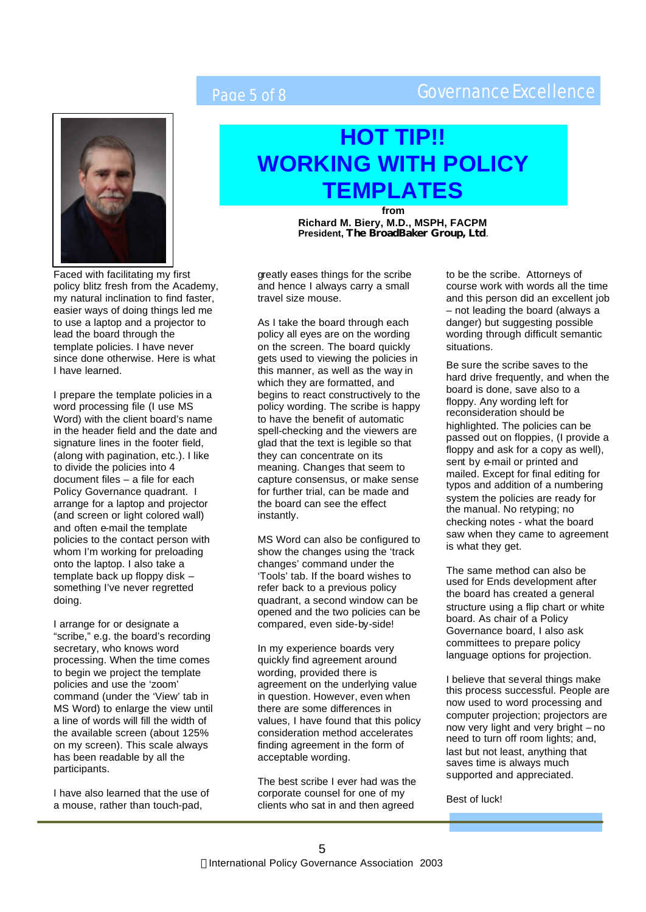# HOT TIP!! WORKING WITH POLICY TEMPLATES

**from**
**Richard M. Biery, M.D., MSPH, FACPM**
**President, The BroadBaker Group, Ltd.**

Faced with facilitating my first policy blitz fresh from the Academy, my natural inclination to find faster, easier ways of doing things led me to use a laptop and a projector to lead the board through the template policies. I have never since done otherwise. Here is what I have learned.

I prepare the template policies in a word processing file (I use MS Word) with the client board's name in the header field and the date and signature lines in the footer field, (along with pagination, etc.). I like to divide the policies into 4 document files – a file for each Policy Governance quadrant. I arrange for a laptop and projector (and screen or light colored wall) and often e-mail the template policies to the contact person with whom I'm working for preloading onto the laptop. I also take a template back up floppy disk – something I've never regretted doing.

I arrange for or designate a "scribe," e.g. the board's recording secretary, who knows word processing. When the time comes to begin we project the template policies and use the 'zoom' command (under the 'View' tab in MS Word) to enlarge the view until a line of words will fill the width of the available screen (about 125% on my screen). This scale always has been readable by all the participants.

I have also learned that the use of a mouse, rather than touch-pad, greatly eases things for the scribe and hence I always carry a small travel size mouse.

As I take the board through each policy all eyes are on the wording on the screen. The board quickly gets used to viewing the policies in this manner, as well as the way in which they are formatted, and begins to react constructively to the policy wording. The scribe is happy to have the benefit of automatic spell-checking and the viewers are glad that the text is legible so that they can concentrate on its meaning. Changes that seem to capture consensus, or make sense for further trial, can be made and the board can see the effect instantly.

MS Word can also be configured to show the changes using the 'track changes' command under the 'Tools' tab. If the board wishes to refer back to a previous policy quadrant, a second window can be opened and the two policies can be compared, even side-by-side!

In my experience boards very quickly find agreement around wording, provided there is agreement on the underlying value in question. However, even when there are some differences in values, I have found that this policy consideration method accelerates finding agreement in the form of acceptable wording.

The best scribe I ever had was the corporate counsel for one of my clients who sat in and then agreed to be the scribe. Attorneys of course work with words all the time and this person did an excellent job – not leading the board (always a danger) but suggesting possible wording through difficult semantic situations.

Be sure the scribe saves to the hard drive frequently, and when the board is done, save also to a floppy. Any wording left for reconsideration should be highlighted. The policies can be passed out on floppies, (I provide a floppy and ask for a copy as well), sent by e-mail or printed and mailed. Except for final editing for typos and addition of a numbering system the policies are ready for the manual. No retyping; no checking notes - what the board saw when they came to agreement is what they get.

The same method can also be used for Ends development after the board has created a general structure using a flip chart or white board. As chair of a Policy Governance board, I also ask committees to prepare policy language options for projection.

I believe that several things make this process successful. People are now used to word processing and computer projection; projectors are now very light and very bright – no need to turn off room lights; and, last but not least, anything that saves time is always much supported and appreciated.

Best of luck!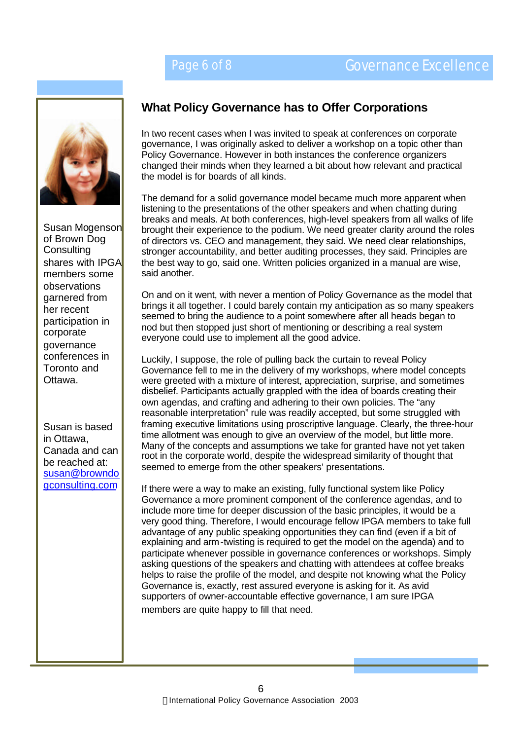## What Policy Governance has to Offer Corporations

Susan Mogenson of Brown Dog Consulting shares with IPGA members some observations garnered from her recent participation in corporate governance conferences in Toronto and Ottawa.

Susan is based in Ottawa, Canada and can be reached at: susan@browndogconsulting.com

In two recent cases when I was invited to speak at conferences on corporate governance, I was originally asked to deliver a workshop on a topic other than Policy Governance. However in both instances the conference organizers changed their minds when they learned a bit about how relevant and practical the model is for boards of all kinds.

The demand for a solid governance model became much more apparent when listening to the presentations of the other speakers and when chatting during breaks and meals. At both conferences, high-level speakers from all walks of life brought their experience to the podium. We need greater clarity around the roles of directors vs. CEO and management, they said. We need clear relationships, stronger accountability, and better auditing processes, they said. Principles are the best way to go, said one. Written policies organized in a manual are wise, said another.

On and on it went, with never a mention of Policy Governance as the model that brings it all together. I could barely contain my anticipation as so many speakers seemed to bring the audience to a point somewhere after all heads began to nod but then stopped just short of mentioning or describing a real system everyone could use to implement all the good advice.

Luckily, I suppose, the role of pulling back the curtain to reveal Policy Governance fell to me in the delivery of my workshops, where model concepts were greeted with a mixture of interest, appreciation, surprise, and sometimes disbelief. Participants actually grappled with the idea of boards creating their own agendas, and crafting and adhering to their own policies. The "any reasonable interpretation" rule was readily accepted, but some struggled with framing executive limitations using proscriptive language. Clearly, the three-hour time allotment was enough to give an overview of the model, but little more. Many of the concepts and assumptions we take for granted have not yet taken root in the corporate world, despite the widespread similarity of thought that seemed to emerge from the other speakers' presentations.

If there were a way to make an existing, fully functional system like Policy Governance a more prominent component of the conference agendas, and to include more time for deeper discussion of the basic principles, it would be a very good thing. Therefore, I would encourage fellow IPGA members to take full advantage of any public speaking opportunities they can find (even if a bit of explaining and arm-twisting is required to get the model on the agenda) and to participate whenever possible in governance conferences or workshops. Simply asking questions of the speakers and chatting with attendees at coffee breaks helps to raise the profile of the model, and despite not knowing what the Policy Governance is, exactly, rest assured everyone is asking for it. As avid supporters of owner-accountable effective governance, I am sure IPGA members are quite happy to fill that need.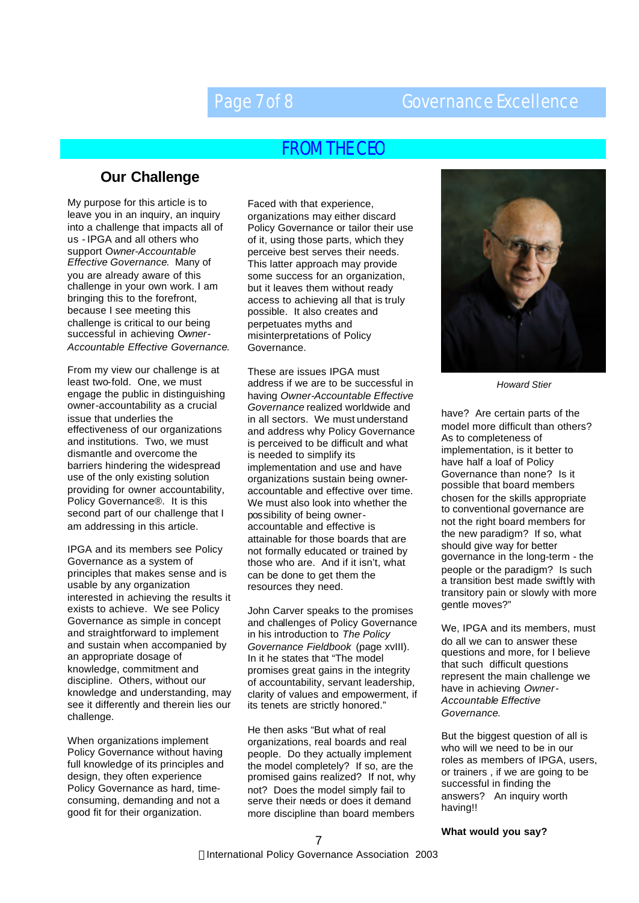## FROM THE CEO

### Our Challenge

My purpose for this article is to leave you in an inquiry, an inquiry into a challenge that impacts all of us - IPGA and all others who support *Owner-Accountable Effective Governance*. Many of you are already aware of this challenge in your own work. I am bringing this to the forefront, because I see meeting this challenge is critical to our being successful in achieving *Owner-Accountable Effective Governance*.

From my view our challenge is at least two-fold. One, we must engage the public in distinguishing owner-accountability as a crucial issue that underlies the effectiveness of our organizations and institutions. Two, we must dismantle and overcome the barriers hindering the widespread use of the only existing solution providing for owner accountability, Policy Governance®. It is this second part of our challenge that I am addressing in this article.

IPGA and its members see Policy Governance as a system of principles that makes sense and is usable by any organization interested in achieving the results it exists to achieve. We see Policy Governance as simple in concept and straightforward to implement and sustain when accompanied by an appropriate dosage of knowledge, commitment and discipline. Others, without our knowledge and understanding, may see it differently and therein lies our challenge.

When organizations implement Policy Governance without having full knowledge of its principles and design, they often experience Policy Governance as hard, time-consuming, demanding and not a good fit for their organization.

Faced with that experience, organizations may either discard Policy Governance or tailor their use of it, using those parts, which they perceive best serves their needs. This latter approach may provide some success for an organization, but it leaves them without ready access to achieving all that is truly possible. It also creates and perpetuates myths and misinterpretations of Policy Governance.

These are issues IPGA must address if we are to be successful in having *Owner-Accountable Effective Governance* realized worldwide and in all sectors. We must understand and address why Policy Governance is perceived to be difficult and what is needed to simplify its implementation and use and have organizations sustain being owner-accountable and effective over time. We must also look into whether the possibility of being owner-accountable and effective is attainable for those boards that are not formally educated or trained by those who are. And if it isn't, what can be done to get them the resources they need.

John Carver speaks to the promises and challenges of Policy Governance in his introduction to *The Policy Governance Fieldbook* (page xvIII). In it he states that "The model promises great gains in the integrity of accountability, servant leadership, clarity of values and empowerment, if its tenets are strictly honored."

He then asks "But what of real organizations, real boards and real people. Do they actually implement the model completely? If so, are the promised gains realized? If not, why not? Does the model simply fail to serve their needs or does it demand more discipline than board members have? Are certain parts of the model more difficult than others? As to completeness of implementation, is it better to have half a loaf of Policy Governance than none? Is it possible that board members chosen for the skills appropriate to conventional governance are not the right board members for the new paradigm? If so, what should give way for better governance in the long-term - the people or the paradigm? Is such a transition best made swiftly with transitory pain or slowly with more gentle moves?"

*Howard Stier*

We, IPGA and its members, must do all we can to answer these questions and more, for I believe that such difficult questions represent the main challenge we have in achieving *Owner-Accountable Effective Governance*.

But the biggest question of all is who will we need to be in our roles as members of IPGA, users, or trainers , if we are going to be successful in finding the answers? An inquiry worth having!!

**What would you say?**

© International Policy Governance Association 2003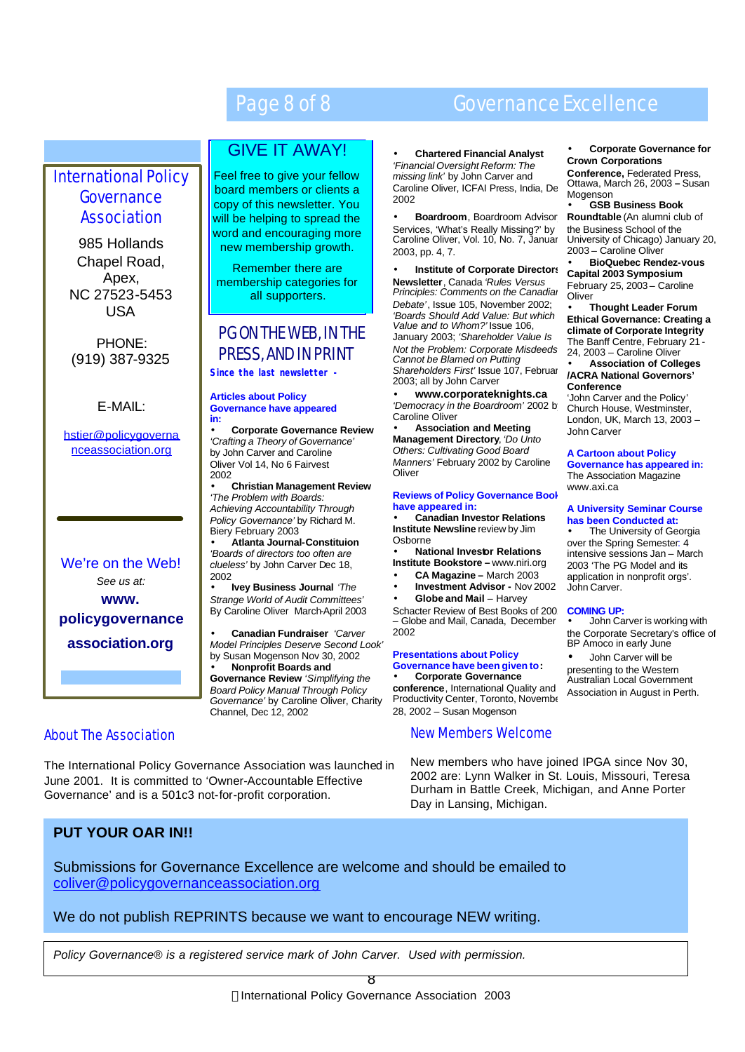## International Policy Governance Association

985 Hollands Chapel Road,
Apex,
NC 27523-5453
USA

PHONE:
(919) 387-9325

E-MAIL:

hstier@policygovernanceassociation.org

We're on the Web!

*See us at:*

**www.policygovernanceassociation.org**

## GIVE IT AWAY!

Feel free to give your fellow board members or clients a copy of this newsletter. You will be helping to spread the word and encouraging more new membership growth.

Remember there are membership categories for all supporters.

## PG ON THE WEB, IN THE PRESS, AND IN PRINT

**Since the last newsletter -**

**Articles about Policy Governance have appeared in:**

- **Corporate Governance Review** *'Crafting a Theory of Governance'* by John Carver and Caroline Oliver Vol 14, No 6 Fairvest 2002
- **Christian Management Review** *'The Problem with Boards: Achieving Accountability Through Policy Governance'* by Richard M. Biery February 2003
- **Atlanta Journal-Constituion** *'Boards of directors too often are clueless'* by John Carver Dec 18, 2002
- **Ivey Business Journal** *'The Strange World of Audit Committees'* By Caroline Oliver March-April 2003
- **Canadian Fundraiser** *'Carver Model Principles Deserve Second Look'* by Susan Mogenson Nov 30, 2002
- **Nonprofit Boards and Governance Review** *'Simplifying the Board Policy Manual Through Policy Governance'* by Caroline Oliver, Charity Channel, Dec 12, 2002
- **Chartered Financial Analyst** *'Financial Oversight Reform: The missing link'* by John Carver and Caroline Oliver, ICFAI Press, India, Dec 2002
- **Boardroom**, Boardroom Advisory Services, 'What's Really Missing?' by Caroline Oliver, Vol. 10, No. 7, January 2003, pp. 4, 7.
- **Institute of Corporate Directors Newsletter**, Canada *'Rules Versus Principles: Comments on the Canadian Debate'*, Issue 105, November 2002; *'Boards Should Add Value: But which Value and to Whom?'* Issue 106, January 2003; *'Shareholder Value Is Not the Problem: Corporate Misdeeds Cannot be Blamed on Putting Shareholders First'* Issue 107, February 2003; all by John Carver
- **www.corporateknights.ca** *'Democracy in the Boardroom'* 2002 by Caroline Oliver
- **Association and Meeting Management Directory**, *'Do Unto Others: Cultivating Good Board Manners'* February 2002 by Caroline Oliver

**Reviews of Policy Governance Books have appeared in:**

- **Canadian Investor Relations Institute Newsline** review by Jim Osborne
- **National Investor Relations Institute Bookstore –** www.niri.org
- **CA Magazine –** March 2003
- **Investment Advisor -** Nov 2002
- **Globe and Mail** – Harvey Schacter Review of Best Books of 2002 – Globe and Mail, Canada, December 2002

**Presentations about Policy Governance have been given to:**

- **Corporate Governance conference**, International Quality and Productivity Center, Toronto, November 28, 2002 – Susan Mogenson
- **Corporate Governance for Crown Corporations Conference,** Federated Press, Ottawa, March 26, 2003 **–** Susan Mogenson
- **GSB Business Book Roundtable** (An alumni club of the Business School of the University of Chicago) January 20, 2003 – Caroline Oliver
- **BioQuebec Rendez-vous Capital 2003 Symposium** February 25, 2003 – Caroline Oliver
- **Thought Leader Forum Ethical Governance: Creating a climate of Corporate Integrity** The Banff Centre, February 21 - 24, 2003 – Caroline Oliver
- **Association of Colleges /ACRA National Governors' Conference** 'John Carver and the Policy' Church House, Westminster, London, UK, March 13, 2003 – John Carver

**A Cartoon about Policy Governance has appeared in:** The Association Magazine www.axi.ca

**A University Seminar Course has been Conducted at:**

- The University of Georgia over the Spring Semester: 4 intensive sessions Jan – March 2003 'The PG Model and its application in nonprofit orgs'. John Carver.

**COMING UP:**

- John Carver is working with the Corporate Secretary's office of BP Amoco in early June
- John Carver will be presenting to the Western Australian Local Government Association in August in Perth.

## About The Association

The International Policy Governance Association was launched in June 2001. It is committed to 'Owner-Accountable Effective Governance' and is a 501c3 not-for-profit corporation.

## New Members Welcome

New members who have joined IPGA since Nov 30, 2002 are: Lynn Walker in St. Louis, Missouri, Teresa Durham in Battle Creek, Michigan, and Anne Porter Day in Lansing, Michigan.

## PUT YOUR OAR IN!!

Submissions for Governance Excellence are welcome and should be emailed to colivert@policygovernanceassociation.org

We do not publish REPRINTS because we want to encourage NEW writing.

*Policy Governance® is a registered service mark of John Carver. Used with permission.*

© International Policy Governance Association 2003